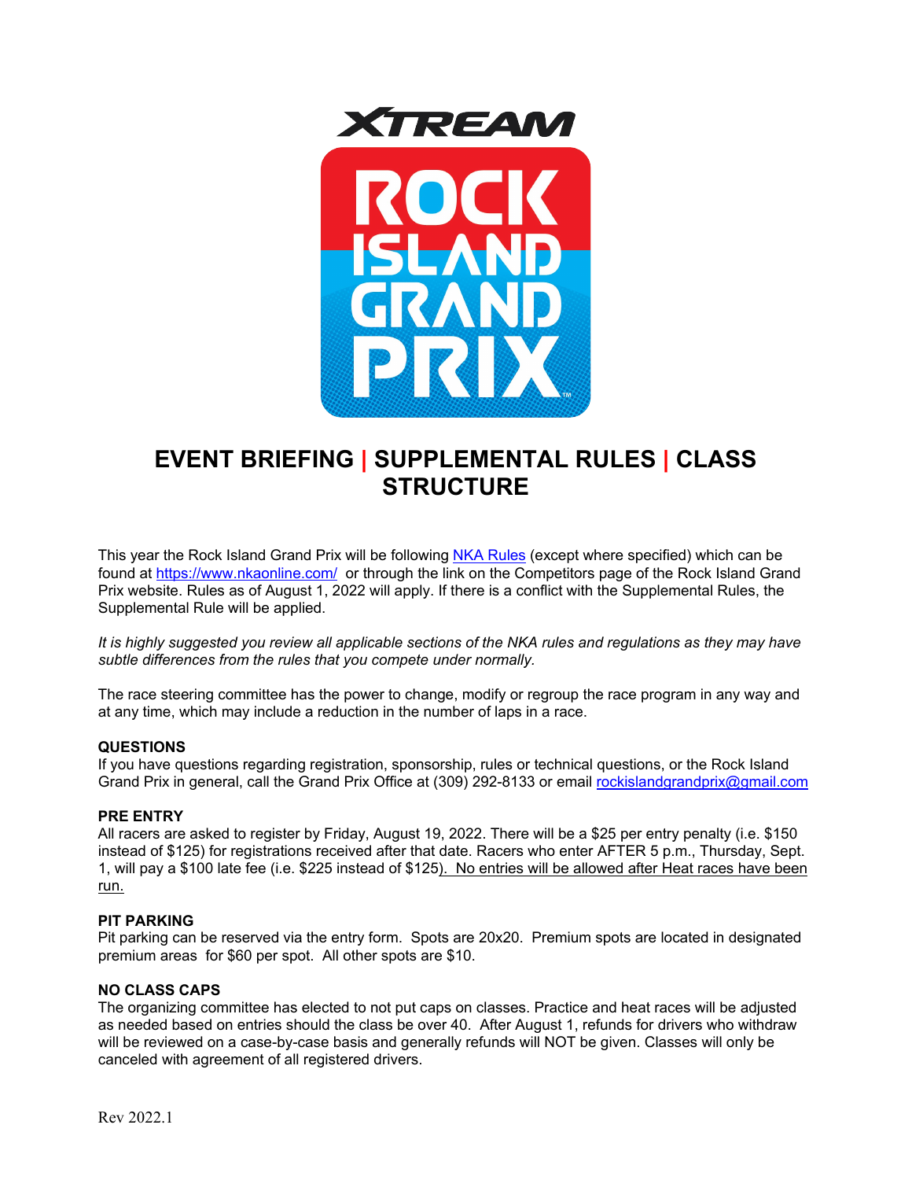# XTREAM ROCK ISLAND GRAND PRIX

## EVENT BRIEFING | SUPPLEMENTAL RULES | CLASS STRUCTURE

This year the Rock Island Grand Prix will be following NKA Rules (except where specified) which can be found at https://www.nkaonline.com/ or through the link on the Competitors page of the Rock Island Grand Prix website. Rules as of August 1, 2022 will apply. If there is a conflict with the Supplemental Rules, the Supplemental Rule will be applied.

*It is highly suggested you review all applicable sections of the NKA rules and regulations as they may have subtle differences from the rules that you compete under normally.*

The race steering committee has the power to change, modify or regroup the race program in any way and at any time, which may include a reduction in the number of laps in a race.

### QUESTIONS

If you have questions regarding registration, sponsorship, rules or technical questions, or the Rock Island Grand Prix in general, call the Grand Prix Office at (309) 292-8133 or email rockislandgrandprix@gmail.com

### PRE ENTRY

All racers are asked to register by Friday, August 19, 2022. There will be a $25 per entry penalty (i.e. $150 instead of $125) for registrations received after that date. Racers who enter AFTER 5 p.m., Thursday, Sept. 1, will pay a $100 late fee (i.e. $225 instead of $125). No entries will be allowed after Heat races have been run.

### PIT PARKING

Pit parking can be reserved via the entry form. Spots are 20x20. Premium spots are located in designated premium areas for $60 per spot. All other spots are $10.

### NO CLASS CAPS

The organizing committee has elected to not put caps on classes. Practice and heat races will be adjusted as needed based on entries should the class be over 40. After August 1, refunds for drivers who withdraw will be reviewed on a case-by-case basis and generally refunds will NOT be given. Classes will only be canceled with agreement of all registered drivers.

Rev 2022.1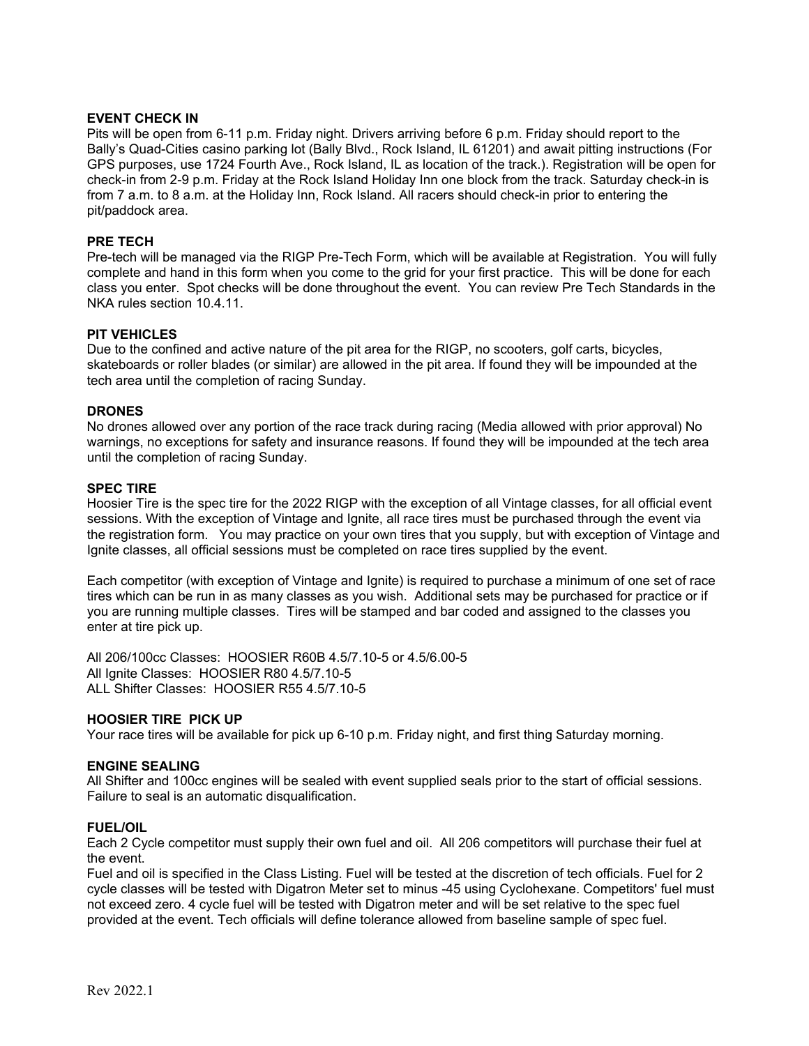## EVENT CHECK IN

Pits will be open from 6-11 p.m. Friday night. Drivers arriving before 6 p.m. Friday should report to the Bally's Quad-Cities casino parking lot (Bally Blvd., Rock Island, IL 61201) and await pitting instructions (For GPS purposes, use 1724 Fourth Ave., Rock Island, IL as location of the track.). Registration will be open for check-in from 2-9 p.m. Friday at the Rock Island Holiday Inn one block from the track. Saturday check-in is from 7 a.m. to 8 a.m. at the Holiday Inn, Rock Island. All racers should check-in prior to entering the pit/paddock area.

## PRE TECH

Pre-tech will be managed via the RIGP Pre-Tech Form, which will be available at Registration. You will fully complete and hand in this form when you come to the grid for your first practice. This will be done for each class you enter. Spot checks will be done throughout the event. You can review Pre Tech Standards in the NKA rules section 10.4.11.

## PIT VEHICLES

Due to the confined and active nature of the pit area for the RIGP, no scooters, golf carts, bicycles, skateboards or roller blades (or similar) are allowed in the pit area. If found they will be impounded at the tech area until the completion of racing Sunday.

## DRONES

No drones allowed over any portion of the race track during racing (Media allowed with prior approval) No warnings, no exceptions for safety and insurance reasons. If found they will be impounded at the tech area until the completion of racing Sunday.

## SPEC TIRE

Hoosier Tire is the spec tire for the 2022 RIGP with the exception of all Vintage classes, for all official event sessions. With the exception of Vintage and Ignite, all race tires must be purchased through the event via the registration form. You may practice on your own tires that you supply, but with exception of Vintage and Ignite classes, all official sessions must be completed on race tires supplied by the event.

Each competitor (with exception of Vintage and Ignite) is required to purchase a minimum of one set of race tires which can be run in as many classes as you wish. Additional sets may be purchased for practice or if you are running multiple classes. Tires will be stamped and bar coded and assigned to the classes you enter at tire pick up.

All 206/100cc Classes: HOOSIER R60B 4.5/7.10-5 or 4.5/6.00-5
All Ignite Classes: HOOSIER R80 4.5/7.10-5
ALL Shifter Classes: HOOSIER R55 4.5/7.10-5

## HOOSIER TIRE PICK UP

Your race tires will be available for pick up 6-10 p.m. Friday night, and first thing Saturday morning.

## ENGINE SEALING

All Shifter and 100cc engines will be sealed with event supplied seals prior to the start of official sessions. Failure to seal is an automatic disqualification.

## FUEL/OIL

Each 2 Cycle competitor must supply their own fuel and oil. All 206 competitors will purchase their fuel at the event.

Fuel and oil is specified in the Class Listing. Fuel will be tested at the discretion of tech officials. Fuel for 2 cycle classes will be tested with Digatron Meter set to minus -45 using Cyclohexane. Competitors' fuel must not exceed zero. 4 cycle fuel will be tested with Digatron meter and will be set relative to the spec fuel provided at the event. Tech officials will define tolerance allowed from baseline sample of spec fuel.

Rev 2022.1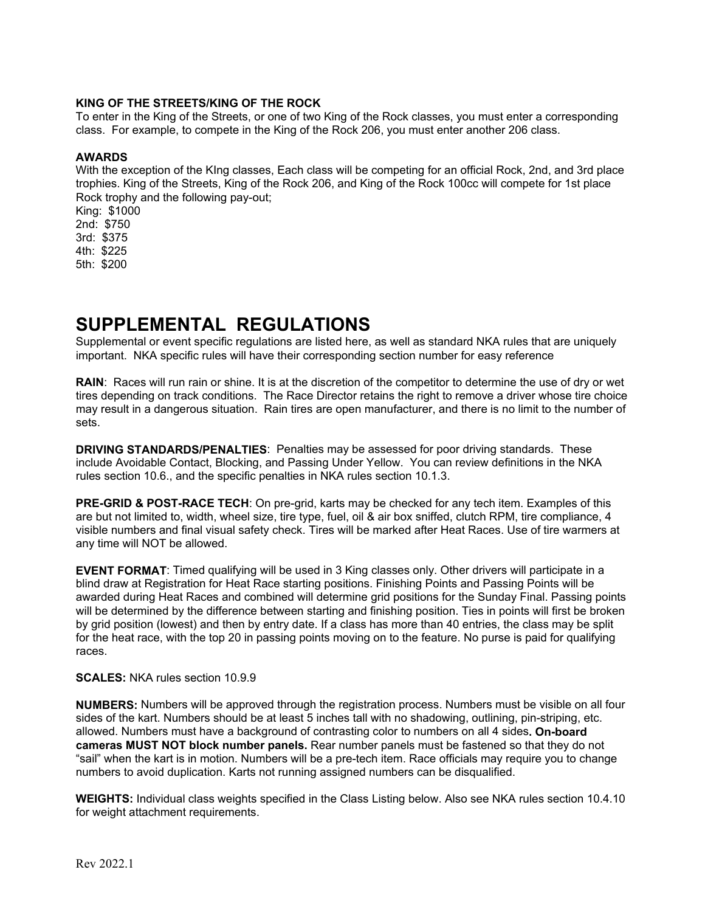**KING OF THE STREETS/KING OF THE ROCK**

To enter in the King of the Streets, or one of two King of the Rock classes, you must enter a corresponding class. For example, to compete in the King of the Rock 206, you must enter another 206 class.

**AWARDS**

With the exception of the KIng classes, Each class will be competing for an official Rock, 2nd, and 3rd place trophies. King of the Streets, King of the Rock 206, and King of the Rock 100cc will compete for 1st place Rock trophy and the following pay-out;

King: $1000
2nd: $750
3rd: $375
4th: $225
5th: $200

# SUPPLEMENTAL REGULATIONS

Supplemental or event specific regulations are listed here, as well as standard NKA rules that are uniquely important. NKA specific rules will have their corresponding section number for easy reference

**RAIN**: Races will run rain or shine. It is at the discretion of the competitor to determine the use of dry or wet tires depending on track conditions. The Race Director retains the right to remove a driver whose tire choice may result in a dangerous situation. Rain tires are open manufacturer, and there is no limit to the number of sets.

**DRIVING STANDARDS/PENALTIES**: Penalties may be assessed for poor driving standards. These include Avoidable Contact, Blocking, and Passing Under Yellow. You can review definitions in the NKA rules section 10.6., and the specific penalties in NKA rules section 10.1.3.

**PRE-GRID & POST-RACE TECH**: On pre-grid, karts may be checked for any tech item. Examples of this are but not limited to, width, wheel size, tire type, fuel, oil & air box sniffed, clutch RPM, tire compliance, 4 visible numbers and final visual safety check. Tires will be marked after Heat Races. Use of tire warmers at any time will NOT be allowed.

**EVENT FORMAT**: Timed qualifying will be used in 3 King classes only. Other drivers will participate in a blind draw at Registration for Heat Race starting positions. Finishing Points and Passing Points will be awarded during Heat Races and combined will determine grid positions for the Sunday Final. Passing points will be determined by the difference between starting and finishing position. Ties in points will first be broken by grid position (lowest) and then by entry date. If a class has more than 40 entries, the class may be split for the heat race, with the top 20 in passing points moving on to the feature. No purse is paid for qualifying races.

**SCALES:** NKA rules section 10.9.9

**NUMBERS:** Numbers will be approved through the registration process. Numbers must be visible on all four sides of the kart. Numbers should be at least 5 inches tall with no shadowing, outlining, pin-striping, etc. allowed. Numbers must have a background of contrasting color to numbers on all 4 sides**. On-board cameras MUST NOT block number panels.** Rear number panels must be fastened so that they do not "sail" when the kart is in motion. Numbers will be a pre-tech item. Race officials may require you to change numbers to avoid duplication. Karts not running assigned numbers can be disqualified.

**WEIGHTS:** Individual class weights specified in the Class Listing below. Also see NKA rules section 10.4.10 for weight attachment requirements.

Rev 2022.1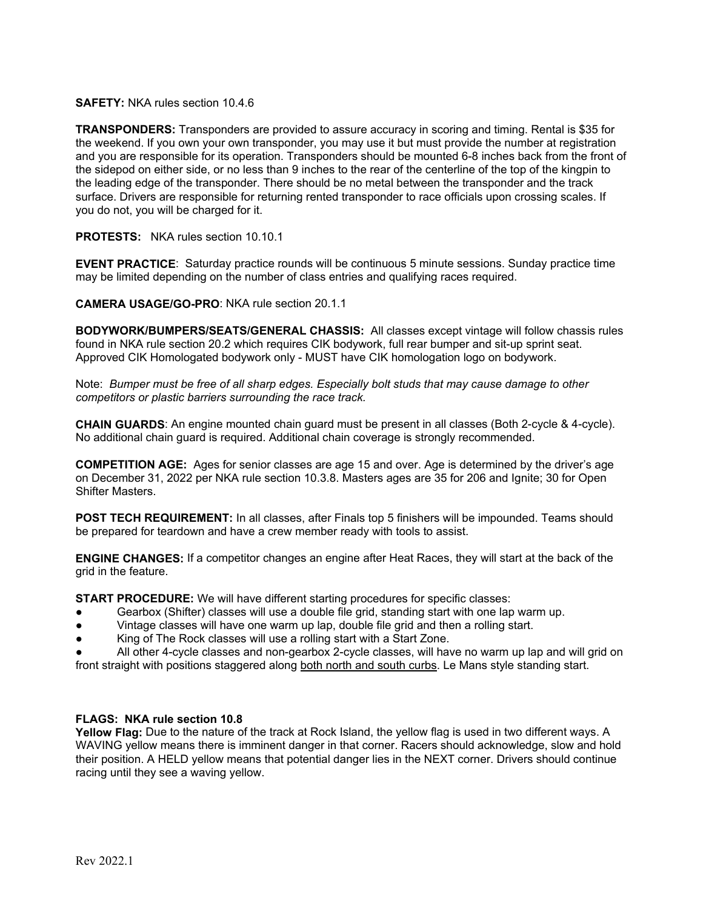**SAFETY:** NKA rules section 10.4.6

**TRANSPONDERS:** Transponders are provided to assure accuracy in scoring and timing. Rental is $35 for the weekend. If you own your own transponder, you may use it but must provide the number at registration and you are responsible for its operation. Transponders should be mounted 6-8 inches back from the front of the sidepod on either side, or no less than 9 inches to the rear of the centerline of the top of the kingpin to the leading edge of the transponder. There should be no metal between the transponder and the track surface. Drivers are responsible for returning rented transponder to race officials upon crossing scales. If you do not, you will be charged for it.

**PROTESTS:** NKA rules section 10.10.1

**EVENT PRACTICE**: Saturday practice rounds will be continuous 5 minute sessions. Sunday practice time may be limited depending on the number of class entries and qualifying races required.

**CAMERA USAGE/GO-PRO**: NKA rule section 20.1.1

**BODYWORK/BUMPERS/SEATS/GENERAL CHASSIS:** All classes except vintage will follow chassis rules found in NKA rule section 20.2 which requires CIK bodywork, full rear bumper and sit-up sprint seat. Approved CIK Homologated bodywork only - MUST have CIK homologation logo on bodywork.

Note: *Bumper must be free of all sharp edges. Especially bolt studs that may cause damage to other competitors or plastic barriers surrounding the race track.*

**CHAIN GUARDS**: An engine mounted chain guard must be present in all classes (Both 2-cycle & 4-cycle). No additional chain guard is required. Additional chain coverage is strongly recommended.

**COMPETITION AGE:** Ages for senior classes are age 15 and over. Age is determined by the driver's age on December 31, 2022 per NKA rule section 10.3.8. Masters ages are 35 for 206 and Ignite; 30 for Open Shifter Masters.

**POST TECH REQUIREMENT:** In all classes, after Finals top 5 finishers will be impounded. Teams should be prepared for teardown and have a crew member ready with tools to assist.

**ENGINE CHANGES:** If a competitor changes an engine after Heat Races, they will start at the back of the grid in the feature.

**START PROCEDURE:** We will have different starting procedures for specific classes:

- Gearbox (Shifter) classes will use a double file grid, standing start with one lap warm up.
- Vintage classes will have one warm up lap, double file grid and then a rolling start.
- King of The Rock classes will use a rolling start with a Start Zone.
- All other 4-cycle classes and non-gearbox 2-cycle classes, will have no warm up lap and will grid on front straight with positions staggered along <u>both north and south curbs</u>. Le Mans style standing start.

**FLAGS: NKA rule section 10.8**

**Yellow Flag:** Due to the nature of the track at Rock Island, the yellow flag is used in two different ways. A WAVING yellow means there is imminent danger in that corner. Racers should acknowledge, slow and hold their position. A HELD yellow means that potential danger lies in the NEXT corner. Drivers should continue racing until they see a waving yellow.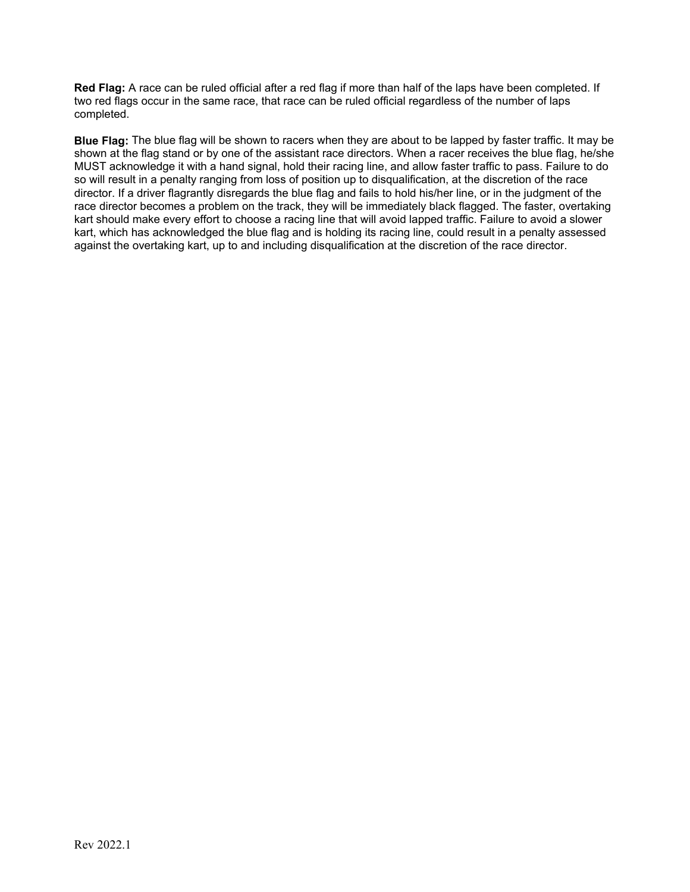**Red Flag:** A race can be ruled official after a red flag if more than half of the laps have been completed. If two red flags occur in the same race, that race can be ruled official regardless of the number of laps completed.

**Blue Flag:** The blue flag will be shown to racers when they are about to be lapped by faster traffic. It may be shown at the flag stand or by one of the assistant race directors. When a racer receives the blue flag, he/she MUST acknowledge it with a hand signal, hold their racing line, and allow faster traffic to pass. Failure to do so will result in a penalty ranging from loss of position up to disqualification, at the discretion of the race director. If a driver flagrantly disregards the blue flag and fails to hold his/her line, or in the judgment of the race director becomes a problem on the track, they will be immediately black flagged. The faster, overtaking kart should make every effort to choose a racing line that will avoid lapped traffic. Failure to avoid a slower kart, which has acknowledged the blue flag and is holding its racing line, could result in a penalty assessed against the overtaking kart, up to and including disqualification at the discretion of the race director.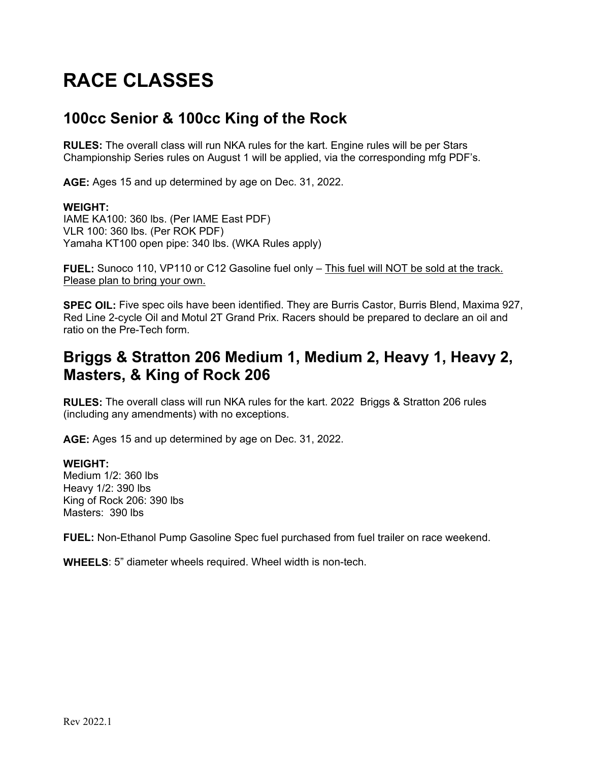# RACE CLASSES

## 100cc Senior & 100cc King of the Rock

**RULES:** The overall class will run NKA rules for the kart. Engine rules will be per Stars Championship Series rules on August 1 will be applied, via the corresponding mfg PDF's.

**AGE:** Ages 15 and up determined by age on Dec. 31, 2022.

**WEIGHT:**
IAME KA100: 360 lbs. (Per IAME East PDF)
VLR 100: 360 lbs. (Per ROK PDF)
Yamaha KT100 open pipe: 340 lbs. (WKA Rules apply)

**FUEL:** Sunoco 110, VP110 or C12 Gasoline fuel only – <u>This fuel will NOT be sold at the track. Please plan to bring your own.</u>

**SPEC OIL:** Five spec oils have been identified. They are Burris Castor, Burris Blend, Maxima 927, Red Line 2-cycle Oil and Motul 2T Grand Prix. Racers should be prepared to declare an oil and ratio on the Pre-Tech form.

## Briggs & Stratton 206 Medium 1, Medium 2, Heavy 1, Heavy 2, Masters, & King of Rock 206

**RULES:** The overall class will run NKA rules for the kart. 2022 Briggs & Stratton 206 rules (including any amendments) with no exceptions.

**AGE:** Ages 15 and up determined by age on Dec. 31, 2022.

**WEIGHT:**
Medium 1/2: 360 lbs
Heavy 1/2: 390 lbs
King of Rock 206: 390 lbs
Masters: 390 lbs

**FUEL:** Non-Ethanol Pump Gasoline Spec fuel purchased from fuel trailer on race weekend.

**WHEELS**: 5" diameter wheels required. Wheel width is non-tech.

Rev 2022.1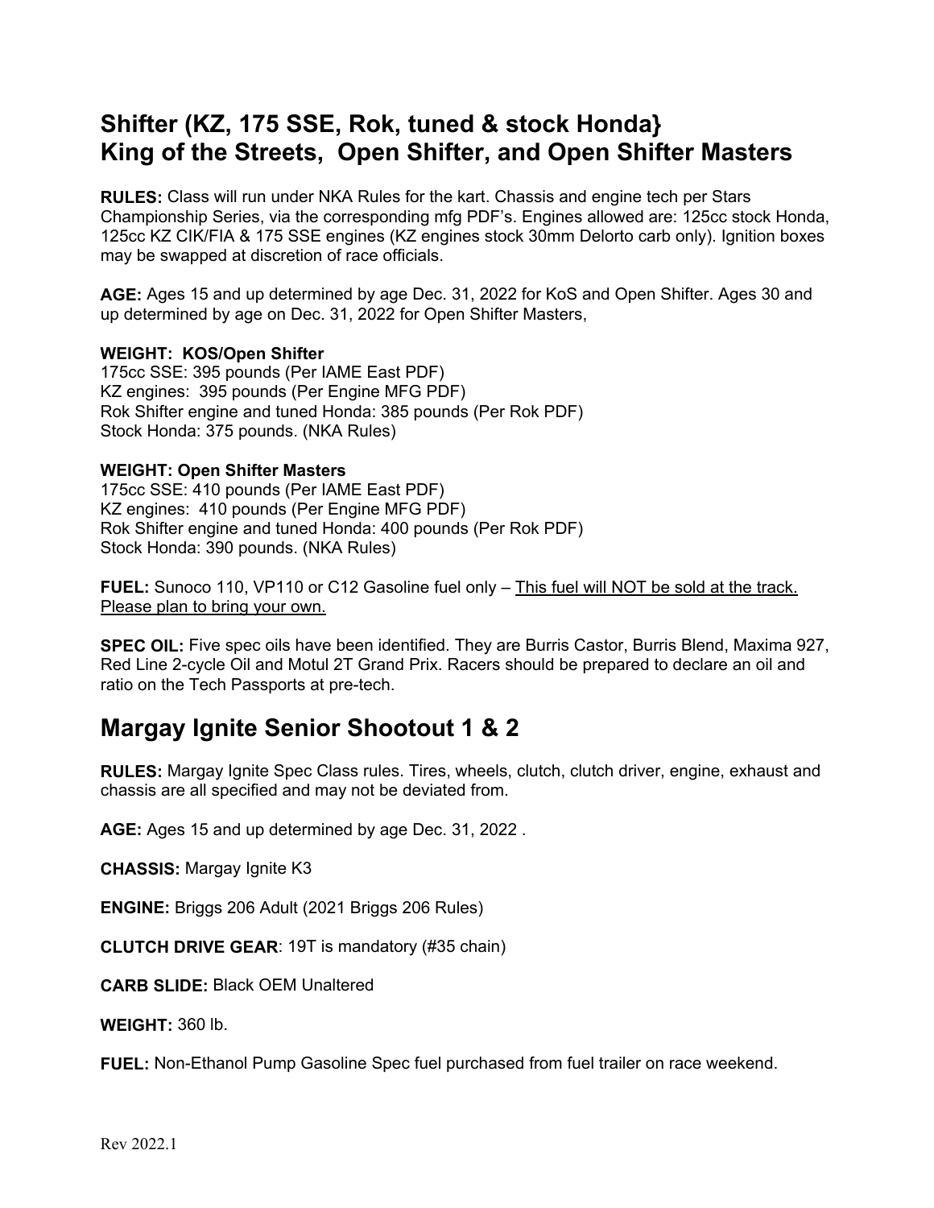## Shifter (KZ, 175 SSE, Rok, tuned & stock Honda}
## King of the Streets, Open Shifter, and Open Shifter Masters

**RULES:** Class will run under NKA Rules for the kart. Chassis and engine tech per Stars Championship Series, via the corresponding mfg PDF's. Engines allowed are: 125cc stock Honda, 125cc KZ CIK/FIA & 175 SSE engines (KZ engines stock 30mm Delorto carb only). Ignition boxes may be swapped at discretion of race officials.

**AGE:** Ages 15 and up determined by age Dec. 31, 2022 for KoS and Open Shifter. Ages 30 and up determined by age on Dec. 31, 2022 for Open Shifter Masters,

**WEIGHT: KOS/Open Shifter**
175cc SSE: 395 pounds (Per IAME East PDF)
KZ engines: 395 pounds (Per Engine MFG PDF)
Rok Shifter engine and tuned Honda: 385 pounds (Per Rok PDF)
Stock Honda: 375 pounds. (NKA Rules)

**WEIGHT: Open Shifter Masters**
175cc SSE: 410 pounds (Per IAME East PDF)
KZ engines: 410 pounds (Per Engine MFG PDF)
Rok Shifter engine and tuned Honda: 400 pounds (Per Rok PDF)
Stock Honda: 390 pounds. (NKA Rules)

**FUEL:** Sunoco 110, VP110 or C12 Gasoline fuel only – <u>This fuel will NOT be sold at the track. Please plan to bring your own.</u>

**SPEC OIL:** Five spec oils have been identified. They are Burris Castor, Burris Blend, Maxima 927, Red Line 2-cycle Oil and Motul 2T Grand Prix. Racers should be prepared to declare an oil and ratio on the Tech Passports at pre-tech.

## Margay Ignite Senior Shootout 1 & 2

**RULES:** Margay Ignite Spec Class rules. Tires, wheels, clutch, clutch driver, engine, exhaust and chassis are all specified and may not be deviated from.

**AGE:** Ages 15 and up determined by age Dec. 31, 2022 .

**CHASSIS:** Margay Ignite K3

**ENGINE:** Briggs 206 Adult (2021 Briggs 206 Rules)

**CLUTCH DRIVE GEAR**: 19T is mandatory (#35 chain)

**CARB SLIDE:** Black OEM Unaltered

**WEIGHT:** 360 lb.

**FUEL:** Non-Ethanol Pump Gasoline Spec fuel purchased from fuel trailer on race weekend.

Rev 2022.1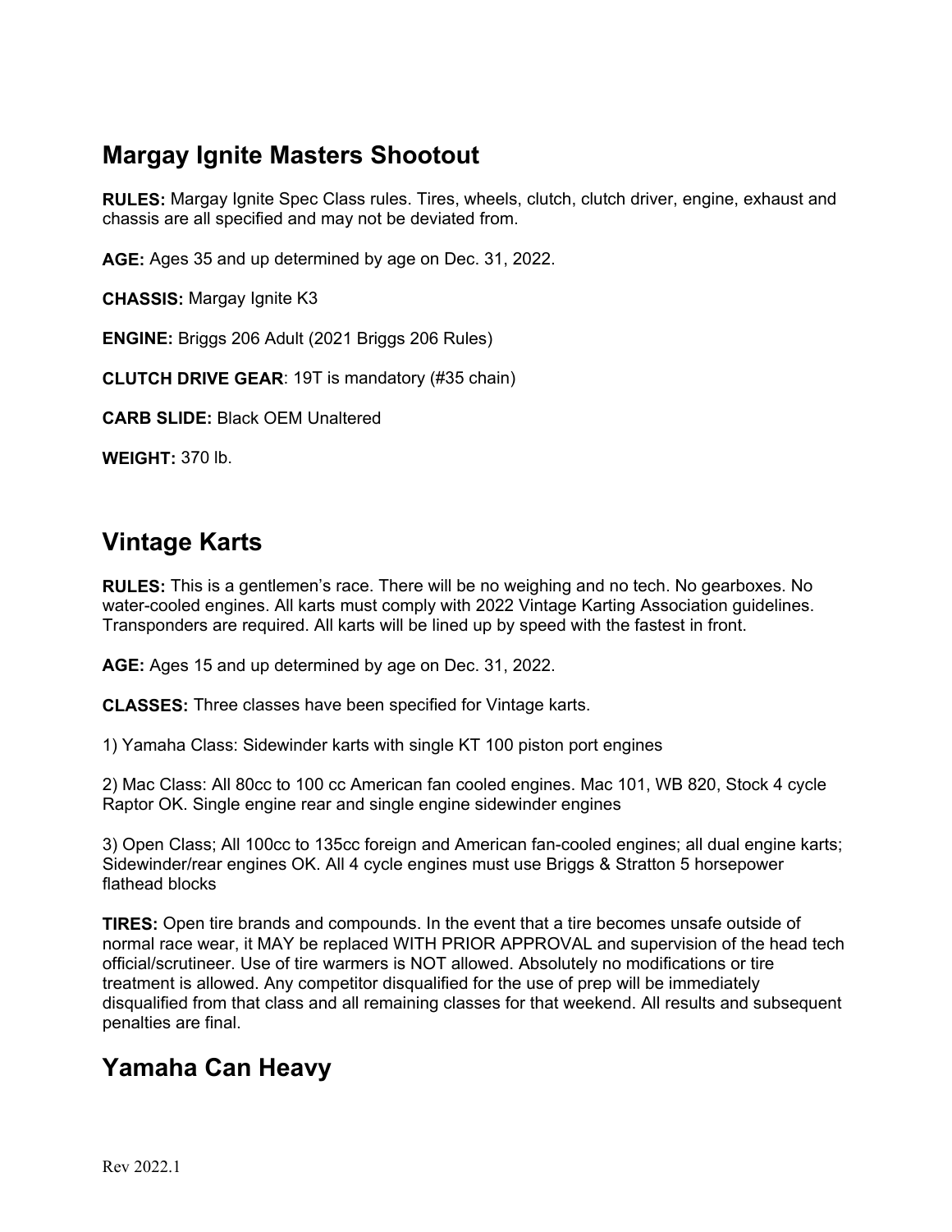## Margay Ignite Masters Shootout

**RULES:** Margay Ignite Spec Class rules. Tires, wheels, clutch, clutch driver, engine, exhaust and chassis are all specified and may not be deviated from.

**AGE:** Ages 35 and up determined by age on Dec. 31, 2022.

**CHASSIS:** Margay Ignite K3

**ENGINE:** Briggs 206 Adult (2021 Briggs 206 Rules)

**CLUTCH DRIVE GEAR**: 19T is mandatory (#35 chain)

**CARB SLIDE:** Black OEM Unaltered

**WEIGHT:** 370 lb.

## Vintage Karts

**RULES:** This is a gentlemen's race. There will be no weighing and no tech. No gearboxes. No water-cooled engines. All karts must comply with 2022 Vintage Karting Association guidelines. Transponders are required. All karts will be lined up by speed with the fastest in front.

**AGE:** Ages 15 and up determined by age on Dec. 31, 2022.

**CLASSES:** Three classes have been specified for Vintage karts.

1) Yamaha Class: Sidewinder karts with single KT 100 piston port engines

2) Mac Class: All 80cc to 100 cc American fan cooled engines. Mac 101, WB 820, Stock 4 cycle Raptor OK. Single engine rear and single engine sidewinder engines

3) Open Class; All 100cc to 135cc foreign and American fan-cooled engines; all dual engine karts; Sidewinder/rear engines OK. All 4 cycle engines must use Briggs & Stratton 5 horsepower flathead blocks

**TIRES:** Open tire brands and compounds. In the event that a tire becomes unsafe outside of normal race wear, it MAY be replaced WITH PRIOR APPROVAL and supervision of the head tech official/scrutineer. Use of tire warmers is NOT allowed. Absolutely no modifications or tire treatment is allowed. Any competitor disqualified for the use of prep will be immediately disqualified from that class and all remaining classes for that weekend. All results and subsequent penalties are final.

## Yamaha Can Heavy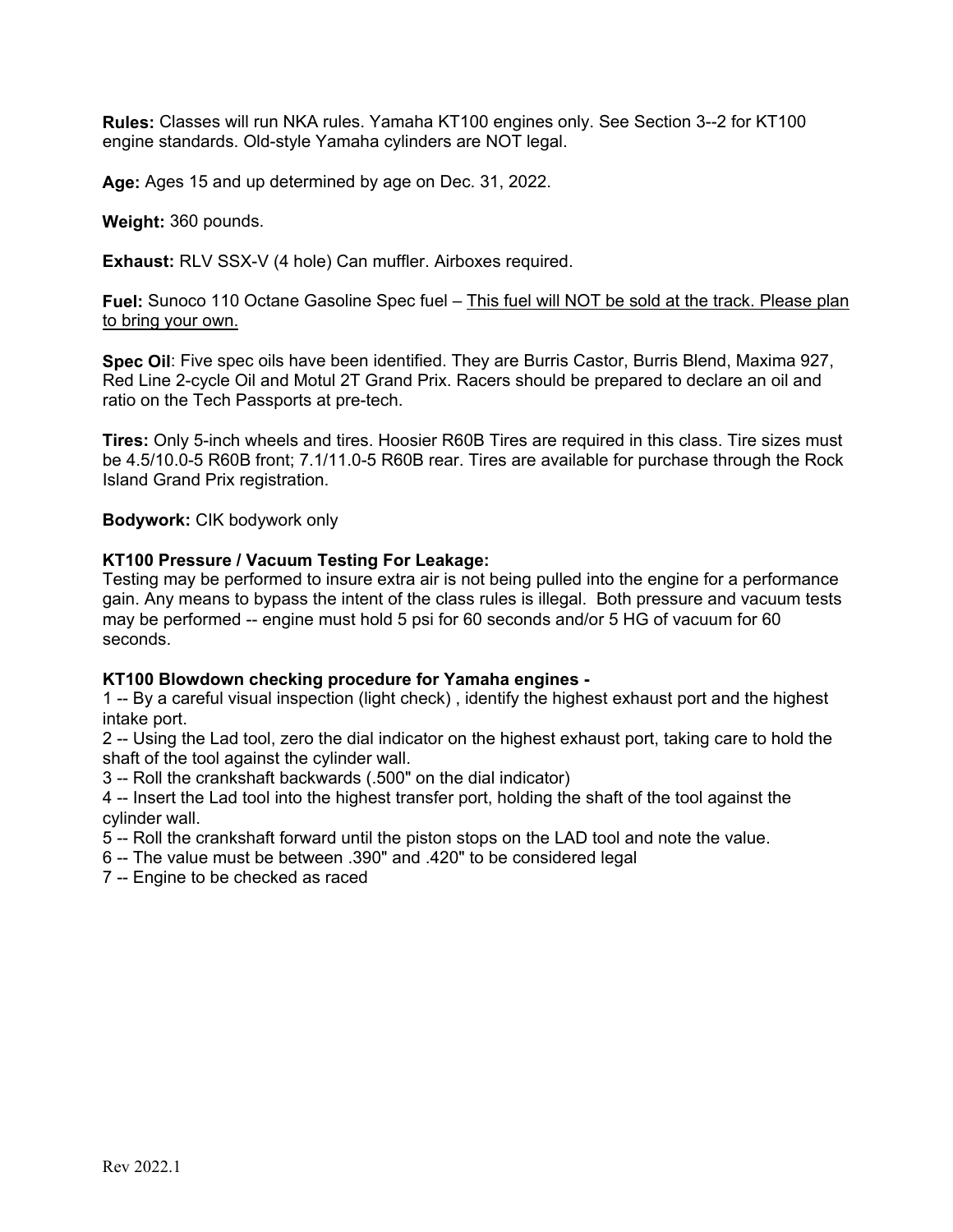**Rules:** Classes will run NKA rules. Yamaha KT100 engines only. See Section 3--2 for KT100 engine standards. Old-style Yamaha cylinders are NOT legal.

**Age:** Ages 15 and up determined by age on Dec. 31, 2022.

**Weight:** 360 pounds.

**Exhaust:** RLV SSX-V (4 hole) Can muffler. Airboxes required.

**Fuel:** Sunoco 110 Octane Gasoline Spec fuel – <u>This fuel will NOT be sold at the track. Please plan to bring your own.</u>

**Spec Oil**: Five spec oils have been identified. They are Burris Castor, Burris Blend, Maxima 927, Red Line 2-cycle Oil and Motul 2T Grand Prix. Racers should be prepared to declare an oil and ratio on the Tech Passports at pre-tech.

**Tires:** Only 5-inch wheels and tires. Hoosier R60B Tires are required in this class. Tire sizes must be 4.5/10.0-5 R60B front; 7.1/11.0-5 R60B rear. Tires are available for purchase through the Rock Island Grand Prix registration.

**Bodywork:** CIK bodywork only

**KT100 Pressure / Vacuum Testing For Leakage:**
Testing may be performed to insure extra air is not being pulled into the engine for a performance gain. Any means to bypass the intent of the class rules is illegal. Both pressure and vacuum tests may be performed -- engine must hold 5 psi for 60 seconds and/or 5 HG of vacuum for 60 seconds.

**KT100 Blowdown checking procedure for Yamaha engines -**
1 -- By a careful visual inspection (light check) , identify the highest exhaust port and the highest intake port.
2 -- Using the Lad tool, zero the dial indicator on the highest exhaust port, taking care to hold the shaft of the tool against the cylinder wall.
3 -- Roll the crankshaft backwards (.500" on the dial indicator)
4 -- Insert the Lad tool into the highest transfer port, holding the shaft of the tool against the cylinder wall.
5 -- Roll the crankshaft forward until the piston stops on the LAD tool and note the value.
6 -- The value must be between .390" and .420" to be considered legal
7 -- Engine to be checked as raced

Rev 2022.1